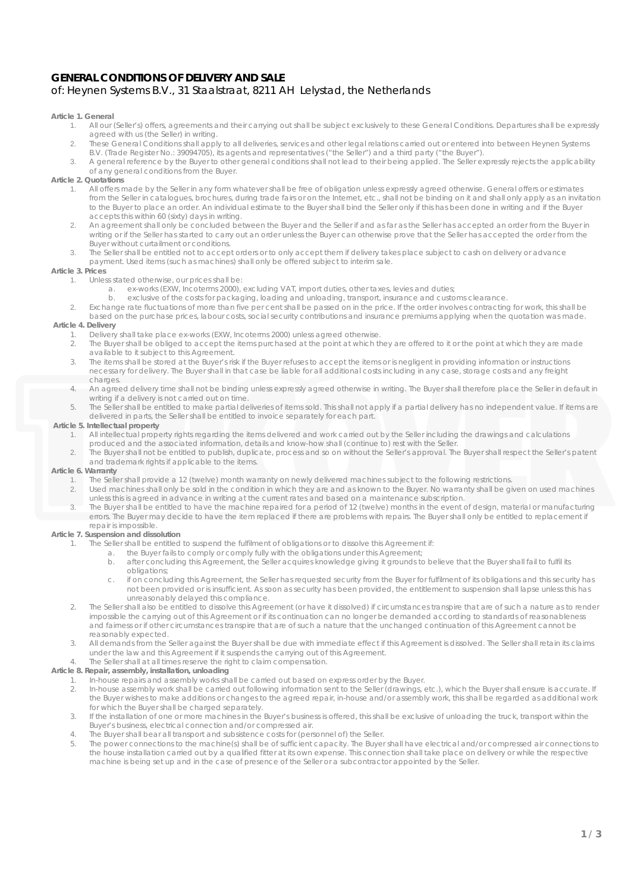# GENERAL CONDITIONS OF DELIVERY AND SALE

of: Heynen Systems B.V., 31 Staalstraat, 8211 AH Lelystad, the Netherlands

**Article 1. General**

1. All our (Seller's) offers, agreements and their carrying out shall be subject exclusively to these General Conditions. Departures shall be expressly agreed with us (the Seller) in writing.
2. These General Conditions shall apply to all deliveries, services and other legal relations carried out or entered into between Heynen Systems B.V. (Trade Register No.: 39094705), its agents and representatives ("the Seller") and a third party ("the Buyer").
3. A general reference by the Buyer to other general conditions shall not lead to their being applied. The Seller expressly rejects the applicability of any general conditions from the Buyer.

**Article 2. Quotations**

1. All offers made by the Seller in any form whatever shall be free of obligation unless expressly agreed otherwise. General offers or estimates from the Seller in catalogues, brochures, during trade fairs or on the Internet, etc., shall not be binding on it and shall only apply as an invitation to the Buyer to place an order. An individual estimate to the Buyer shall bind the Seller only if this has been done in writing and if the Buyer accepts this within 60 (sixty) days in writing.
2. An agreement shall only be concluded between the Buyer and the Seller if and as far as the Seller has accepted an order from the Buyer in writing or if the Seller has started to carry out an order unless the Buyer can otherwise prove that the Seller has accepted the order from the Buyer without curtailment or conditions.
3. The Seller shall be entitled not to accept orders or to only accept them if delivery takes place subject to cash on delivery or advance payment. Used items (such as machines) shall only be offered subject to interim sale.

**Article 3. Prices**

1. Unless stated otherwise, our prices shall be:
   a. ex-works (EXW, Incoterms 2000), excluding VAT, import duties, other taxes, levies and duties;
   b. exclusive of the costs for packaging, loading and unloading, transport, insurance and customs clearance.
2. Exchange rate fluctuations of more than five per cent shall be passed on in the price. If the order involves contracting for work, this shall be based on the purchase prices, labour costs, social security contributions and insurance premiums applying when the quotation was made.

**Article 4. Delivery**

1. Delivery shall take place ex-works (EXW, Incoterms 2000) unless agreed otherwise.
2. The Buyer shall be obliged to accept the items purchased at the point at which they are offered to it or the point at which they are made available to it subject to this Agreement.
3. The items shall be stored at the Buyer's risk if the Buyer refuses to accept the items or is negligent in providing information or instructions necessary for delivery. The Buyer shall in that case be liable for all additional costs including in any case, storage costs and any freight charges.
4. An agreed delivery time shall not be binding unless expressly agreed otherwise in writing. The Buyer shall therefore place the Seller in default in writing if a delivery is not carried out on time.
5. The Seller shall be entitled to make partial deliveries of items sold. This shall not apply if a partial delivery has no independent value. If items are delivered in parts, the Seller shall be entitled to invoice separately for each part.

**Article 5. Intellectual property**

1. All intellectual property rights regarding the items delivered and work carried out by the Seller including the drawings and calculations produced and the associated information, details and know-how shall (continue to) rest with the Seller.
2. The Buyer shall not be entitled to publish, duplicate, process and so on without the Seller's approval. The Buyer shall respect the Seller's patent and trademark rights if applicable to the items.

**Article 6. Warranty**

1. The Seller shall provide a 12 (twelve) month warranty on newly delivered machines subject to the following restrictions.
2. Used machines shall only be sold in the condition in which they are and as known to the Buyer. No warranty shall be given on used machines unless this is agreed in advance in writing at the current rates and based on a maintenance subscription.
3. The Buyer shall be entitled to have the machine repaired for a period of 12 (twelve) months in the event of design, material or manufacturing errors. The Buyer may decide to have the item replaced if there are problems with repairs. The Buyer shall only be entitled to replacement if repair is impossible.

**Article 7. Suspension and dissolution**

1. The Seller shall be entitled to suspend the fulfilment of obligations or to dissolve this Agreement if:
   a. the Buyer fails to comply or comply fully with the obligations under this Agreement;
   b. after concluding this Agreement, the Seller acquires knowledge giving it grounds to believe that the Buyer shall fail to fulfil its obligations;
   c. if on concluding this Agreement, the Seller has requested security from the Buyer for fulfilment of its obligations and this security has not been provided or is insufficient. As soon as security has been provided, the entitlement to suspension shall lapse unless this has unreasonably delayed this compliance.
2. The Seller shall also be entitled to dissolve this Agreement (or have it dissolved) if circumstances transpire that are of such a nature as to render impossible the carrying out of this Agreement or if its continuation can no longer be demanded according to standards of reasonableness and fairness or if other circumstances transpire that are of such a nature that the unchanged continuation of this Agreement cannot be reasonably expected.
3. All demands from the Seller against the Buyer shall be due with immediate effect if this Agreement is dissolved. The Seller shall retain its claims under the law and this Agreement if it suspends the carrying out of this Agreement.
4. The Seller shall at all times reserve the right to claim compensation.

**Article 8. Repair, assembly, installation, unloading**

1. In-house repairs and assembly works shall be carried out based on express order by the Buyer.
2. In-house assembly work shall be carried out following information sent to the Seller (drawings, etc.), which the Buyer shall ensure is accurate. If the Buyer wishes to make additions or changes to the agreed repair, in-house and/or assembly work, this shall be regarded as additional work for which the Buyer shall be charged separately.
3. If the installation of one or more machines in the Buyer's business is offered, this shall be exclusive of unloading the truck, transport within the Buyer's business, electrical connection and/or compressed air.
4. The Buyer shall bear all transport and subsistence costs for (personnel of) the Seller.
5. The power connections to the machine(s) shall be of sufficient capacity. The Buyer shall have electrical and/or compressed air connections to the house installation carried out by a qualified fitter at its own expense. This connection shall take place on delivery or while the respective machine is being set up and in the case of presence of the Seller or a subcontractor appointed by the Seller.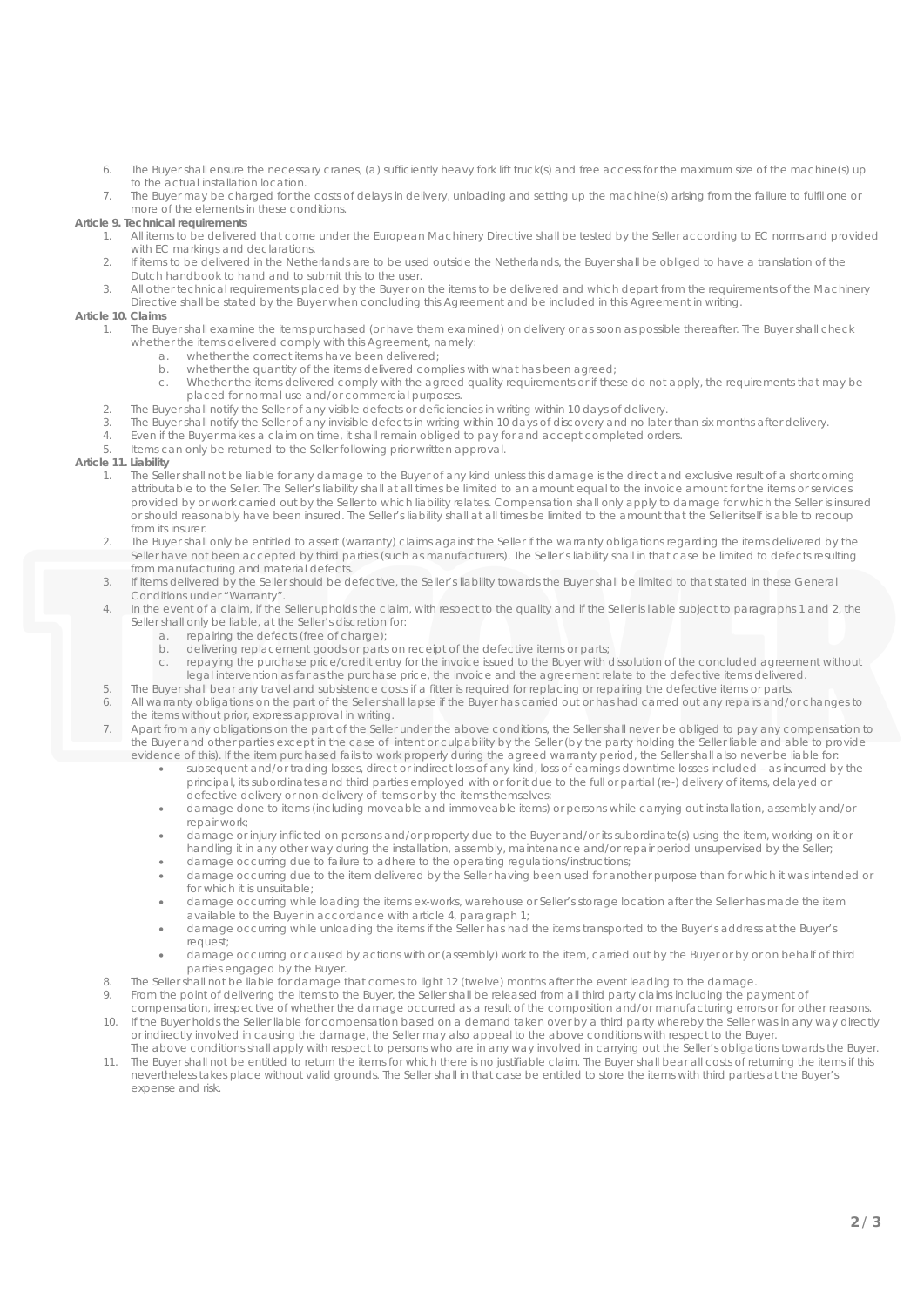6. The Buyer shall ensure the necessary cranes, (a) sufficiently heavy fork lift truck(s) and free access for the maximum size of the machine(s) up to the actual installation location.
7. The Buyer may be charged for the costs of delays in delivery, unloading and setting up the machine(s) arising from the failure to fulfil one or more of the elements in these conditions.

**Article 9. Technical requirements**

1. All items to be delivered that come under the European Machinery Directive shall be tested by the Seller according to EC norms and provided with EC markings and declarations.
2. If items to be delivered in the Netherlands are to be used outside the Netherlands, the Buyer shall be obliged to have a translation of the Dutch handbook to hand and to submit this to the user.
3. All other technical requirements placed by the Buyer on the items to be delivered and which depart from the requirements of the Machinery Directive shall be stated by the Buyer when concluding this Agreement and be included in this Agreement in writing.

**Article 10. Claims**

1. The Buyer shall examine the items purchased (or have them examined) on delivery or as soon as possible thereafter. The Buyer shall check whether the items delivered comply with this Agreement, namely:
   a. whether the correct items have been delivered;
   b. whether the quantity of the items delivered complies with what has been agreed;
   c. Whether the items delivered comply with the agreed quality requirements or if these do not apply, the requirements that may be placed for normal use and/or commercial purposes.
2. The Buyer shall notify the Seller of any visible defects or deficiencies in writing within 10 days of delivery.
3. The Buyer shall notify the Seller of any invisible defects in writing within 10 days of discovery and no later than six months after delivery.
4. Even if the Buyer makes a claim on time, it shall remain obliged to pay for and accept completed orders.
5. Items can only be returned to the Seller following prior written approval.

**Article 11. Liability**

1. The Seller shall not be liable for any damage to the Buyer of any kind unless this damage is the direct and exclusive result of a shortcoming attributable to the Seller. The Seller's liability shall at all times be limited to an amount equal to the invoice amount for the items or services provided by or work carried out by the Seller to which liability relates. Compensation shall only apply to damage for which the Seller is insured or should reasonably have been insured. The Seller's liability shall at all times be limited to the amount that the Seller itself is able to recoup from its insurer.
2. The Buyer shall only be entitled to assert (warranty) claims against the Seller if the warranty obligations regarding the items delivered by the Seller have not been accepted by third parties (such as manufacturers). The Seller's liability shall in that case be limited to defects resulting from manufacturing and material defects.
3. If items delivered by the Seller should be defective, the Seller's liability towards the Buyer shall be limited to that stated in these General Conditions under "Warranty".
4. In the event of a claim, if the Seller upholds the claim, with respect to the quality and if the Seller is liable subject to paragraphs 1 and 2, the Seller shall only be liable, at the Seller's discretion for:
   a. repairing the defects (free of charge);
   b. delivering replacement goods or parts on receipt of the defective items or parts;
   c. repaying the purchase price/credit entry for the invoice issued to the Buyer with dissolution of the concluded agreement without legal intervention as far as the purchase price, the invoice and the agreement relate to the defective items delivered.
5. The Buyer shall bear any travel and subsistence costs if a fitter is required for replacing or repairing the defective items or parts.
6. All warranty obligations on the part of the Seller shall lapse if the Buyer has carried out or has had carried out any repairs and/or changes to the items without prior, express approval in writing.
7. Apart from any obligations on the part of the Seller under the above conditions, the Seller shall never be obliged to pay any compensation to the Buyer and other parties except in the case of intent or culpability by the Seller (by the party holding the Seller liable and able to provide evidence of this). If the item purchased fails to work properly during the agreed warranty period, the Seller shall also never be liable for:
   - subsequent and/or trading losses, direct or indirect loss of any kind, loss of earnings downtime losses included – as incurred by the principal, its subordinates and third parties employed with or for it due to the full or partial (re-) delivery of items, delayed or defective delivery or non-delivery of items or by the items themselves;
   - damage done to items (including moveable and immoveable items) or persons while carrying out installation, assembly and/or repair work;
   - damage or injury inflicted on persons and/or property due to the Buyer and/or its subordinate(s) using the item, working on it or handling it in any other way during the installation, assembly, maintenance and/or repair period unsupervised by the Seller;
   - damage occurring due to failure to adhere to the operating regulations/instructions;
   - damage occurring due to the item delivered by the Seller having been used for another purpose than for which it was intended or for which it is unsuitable;
   - damage occurring while loading the items ex-works, warehouse or Seller's storage location after the Seller has made the item available to the Buyer in accordance with article 4, paragraph 1;
   - damage occurring while unloading the items if the Seller has had the items transported to the Buyer's address at the Buyer's request;
   - damage occurring or caused by actions with or (assembly) work to the item, carried out by the Buyer or by or on behalf of third parties engaged by the Buyer.
8. The Seller shall not be liable for damage that comes to light 12 (twelve) months after the event leading to the damage.
9. From the point of delivering the items to the Buyer, the Seller shall be released from all third party claims including the payment of compensation, irrespective of whether the damage occurred as a result of the composition and/or manufacturing errors or for other reasons.
10. If the Buyer holds the Seller liable for compensation based on a demand taken over by a third party whereby the Seller was in any way directly or indirectly involved in causing the damage, the Seller may also appeal to the above conditions with respect to the Buyer.
    The above conditions shall apply with respect to persons who are in any way involved in carrying out the Seller's obligations towards the Buyer.
11. The Buyer shall not be entitled to return the items for which there is no justifiable claim. The Buyer shall bear all costs of returning the items if this nevertheless takes place without valid grounds. The Seller shall in that case be entitled to store the items with third parties at the Buyer's expense and risk.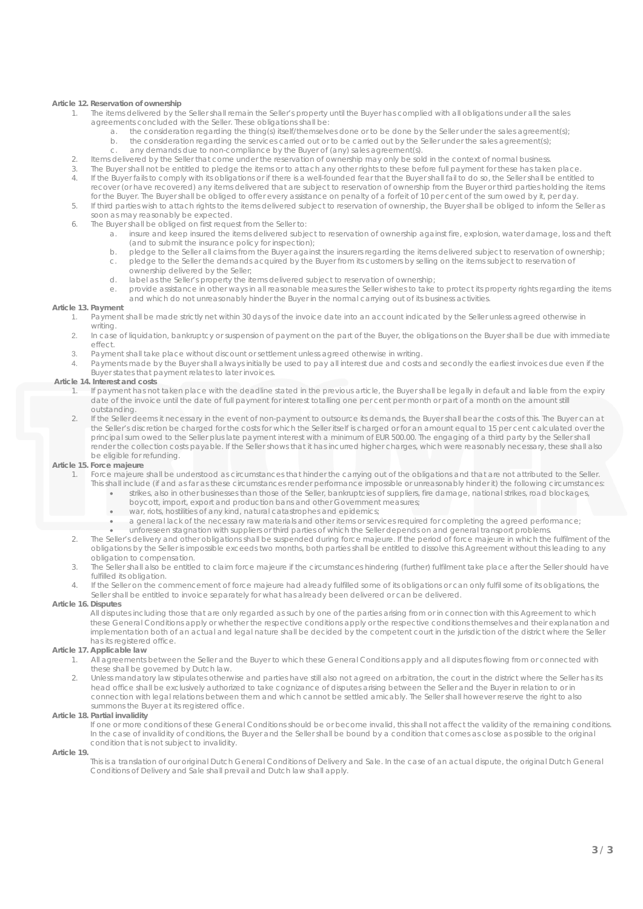**Article 12. Reservation of ownership**

1. The items delivered by the Seller shall remain the Seller's property until the Buyer has complied with all obligations under all the sales agreements concluded with the Seller. These obligations shall be:
   a. the consideration regarding the thing(s) itself/themselves done or to be done by the Seller under the sales agreement(s);
   b. the consideration regarding the services carried out or to be carried out by the Seller under the sales agreement(s);
   c. any demands due to non-compliance by the Buyer of (any) sales agreement(s).
2. Items delivered by the Seller that come under the reservation of ownership may only be sold in the context of normal business.
3. The Buyer shall not be entitled to pledge the items or to attach any other rights to these before full payment for these has taken place.
4. If the Buyer fails to comply with its obligations or if there is a well-founded fear that the Buyer shall fail to do so, the Seller shall be entitled to recover (or have recovered) any items delivered that are subject to reservation of ownership from the Buyer or third parties holding the items for the Buyer. The Buyer shall be obliged to offer every assistance on penalty of a forfeit of 10 per cent of the sum owed by it, per day.
5. If third parties wish to attach rights to the items delivered subject to reservation of ownership, the Buyer shall be obliged to inform the Seller as soon as may reasonably be expected.
6. The Buyer shall be obliged on first request from the Seller to:
   a. insure and keep insured the items delivered subject to reservation of ownership against fire, explosion, water damage, loss and theft (and to submit the insurance policy for inspection);
   b. pledge to the Seller all claims from the Buyer against the insurers regarding the items delivered subject to reservation of ownership;
   c. pledge to the Seller the demands acquired by the Buyer from its customers by selling on the items subject to reservation of ownership delivered by the Seller;
   d. label as the Seller's property the items delivered subject to reservation of ownership;
   e. provide assistance in other ways in all reasonable measures the Seller wishes to take to protect its property rights regarding the items and which do not unreasonably hinder the Buyer in the normal carrying out of its business activities.

**Article 13. Payment**

1. Payment shall be made strictly net within 30 days of the invoice date into an account indicated by the Seller unless agreed otherwise in writing.
2. In case of liquidation, bankruptcy or suspension of payment on the part of the Buyer, the obligations on the Buyer shall be due with immediate effect.
3. Payment shall take place without discount or settlement unless agreed otherwise in writing.
4. Payments made by the Buyer shall always initially be used to pay all interest due and costs and secondly the earliest invoices due even if the Buyer states that payment relates to later invoices.

**Article 14. Interest and costs**

1. If payment has not taken place with the deadline stated in the previous article, the Buyer shall be legally in default and liable from the expiry date of the invoice until the date of full payment for interest totalling one per cent per month or part of a month on the amount still outstanding.
2. If the Seller deems it necessary in the event of non-payment to outsource its demands, the Buyer shall bear the costs of this. The Buyer can at the Seller's discretion be charged for the costs for which the Seller itself is charged or for an amount equal to 15 per cent calculated over the principal sum owed to the Seller plus late payment interest with a minimum of EUR 500.00. The engaging of a third party by the Seller shall render the collection costs payable. If the Seller shows that it has incurred higher charges, which were reasonably necessary, these shall also be eligible for refunding.

**Article 15. Force majeure**

1. Force majeure shall be understood as circumstances that hinder the carrying out of the obligations and that are not attributed to the Seller. This shall include (if and as far as these circumstances render performance impossible or unreasonably hinder it) the following circumstances:
   - strikes, also in other businesses than those of the Seller, bankruptcies of suppliers, fire damage, national strikes, road blockages, boycott, import, export and production bans and other Government measures;
   - war, riots, hostilities of any kind, natural catastrophes and epidemics;
   - a general lack of the necessary raw materials and other items or services required for completing the agreed performance;
   - unforeseen stagnation with suppliers or third parties of which the Seller depends on and general transport problems.
2. The Seller's delivery and other obligations shall be suspended during force majeure. If the period of force majeure in which the fulfilment of the obligations by the Seller is impossible exceeds two months, both parties shall be entitled to dissolve this Agreement without this leading to any obligation to compensation.
3. The Seller shall also be entitled to claim force majeure if the circumstances hindering (further) fulfilment take place after the Seller should have fulfilled its obligation.
4. If the Seller on the commencement of force majeure had already fulfilled some of its obligations or can only fulfil some of its obligations, the Seller shall be entitled to invoice separately for what has already been delivered or can be delivered.

**Article 16. Disputes**

All disputes including those that are only regarded as such by one of the parties arising from or in connection with this Agreement to which these General Conditions apply or whether the respective conditions apply or the respective conditions themselves and their explanation and implementation both of an actual and legal nature shall be decided by the competent court in the jurisdiction of the district where the Seller has its registered office.

**Article 17. Applicable law**

1. All agreements between the Seller and the Buyer to which these General Conditions apply and all disputes flowing from or connected with these shall be governed by Dutch law.
2. Unless mandatory law stipulates otherwise and parties have still also not agreed on arbitration, the court in the district where the Seller has its head office shall be exclusively authorized to take cognizance of disputes arising between the Seller and the Buyer in relation to or in connection with legal relations between them and which cannot be settled amicably. The Seller shall however reserve the right to also summons the Buyer at its registered office.

**Article 18. Partial invalidity**

If one or more conditions of these General Conditions should be or become invalid, this shall not affect the validity of the remaining conditions. In the case of invalidity of conditions, the Buyer and the Seller shall be bound by a condition that comes as close as possible to the original condition that is not subject to invalidity.

**Article 19.**

This is a translation of our original Dutch General Conditions of Delivery and Sale. In the case of an actual dispute, the original Dutch General Conditions of Delivery and Sale shall prevail and Dutch law shall apply.